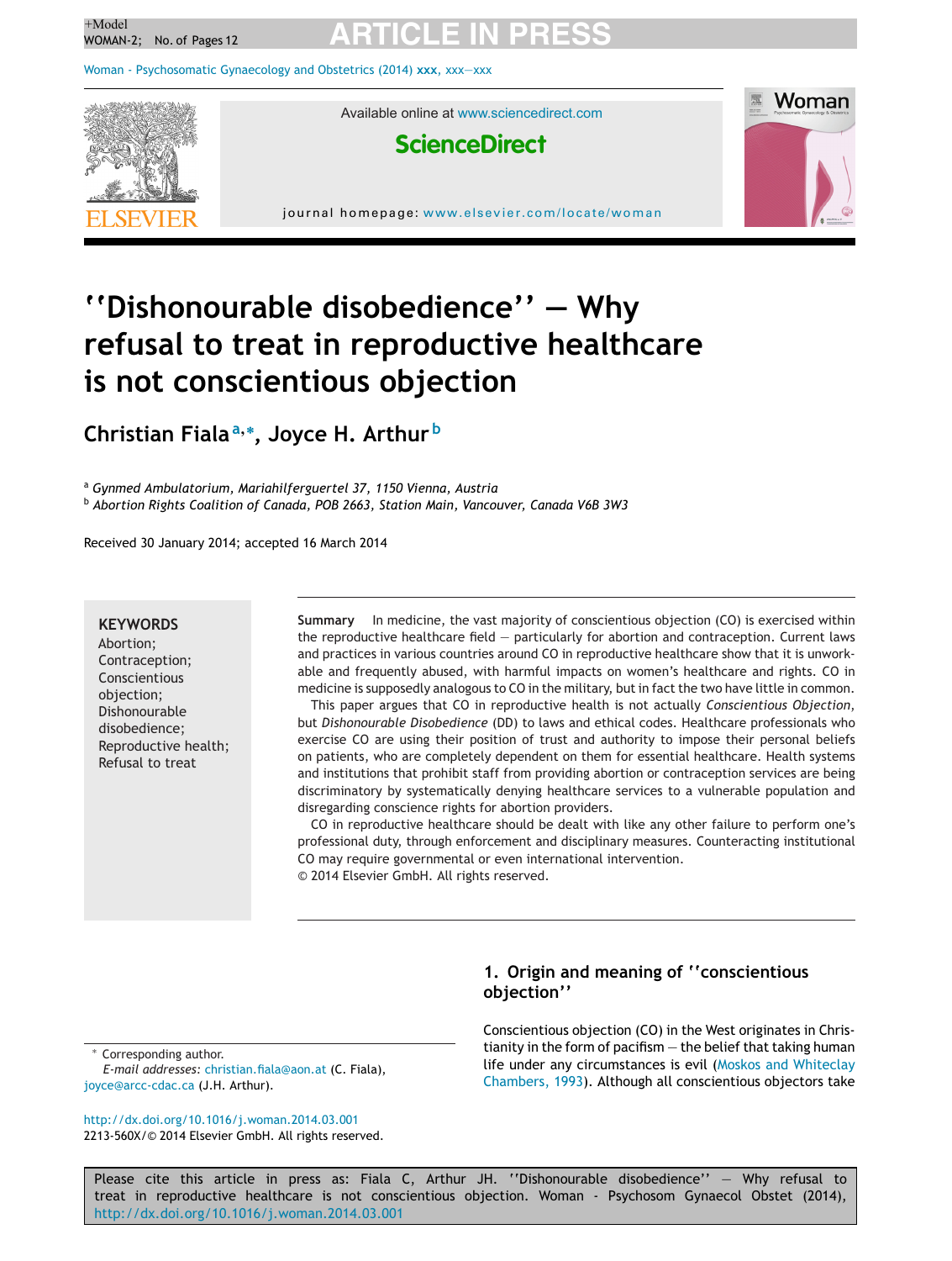# ''Dishonourable disobedience'' — Why refusal to treat in reproductive healthcare is not conscientious objection

**Christian Fiala** [a,*], **Joyce H. Arthur** [b]

[a] *Gynmed Ambulatorium, Mariahilferguertel 37, 1150 Vienna, Austria*
[b] *Abortion Rights Coalition of Canada, POB 2663, Station Main, Vancouver, Canada V6B 3W3*

Received 30 January 2014; accepted 16 March 2014

**KEYWORDS**
Abortion;
Contraception;
Conscientious objection;
Dishonourable disobedience;
Reproductive health;
Refusal to treat

**Summary** In medicine, the vast majority of conscientious objection (CO) is exercised within the reproductive healthcare field — particularly for abortion and contraception. Current laws and practices in various countries around CO in reproductive healthcare show that it is unworkable and frequently abused, with harmful impacts on women's healthcare and rights. CO in medicine is supposedly analogous to CO in the military, but in fact the two have little in common.

This paper argues that CO in reproductive health is not actually *Conscientious Objection*, but *Dishonourable Disobedience* (DD) to laws and ethical codes. Healthcare professionals who exercise CO are using their position of trust and authority to impose their personal beliefs on patients, who are completely dependent on them for essential healthcare. Health systems and institutions that prohibit staff from providing abortion or contraception services are being discriminatory by systematically denying healthcare services to a vulnerable population and disregarding conscience rights for abortion providers.

CO in reproductive healthcare should be dealt with like any other failure to perform one's professional duty, through enforcement and disciplinary measures. Counteracting institutional CO may require governmental or even international intervention.

© 2014 Elsevier GmbH. All rights reserved.

## 1. Origin and meaning of ''conscientious objection''

Conscientious objection (CO) in the West originates in Christianity in the form of pacifism — the belief that taking human life under any circumstances is evil (Moskos and Whiteclay Chambers, 1993). Although all conscientious objectors take

\* Corresponding author.
*E-mail addresses:* christian.fiala@aon.at (C. Fiala), joyce@arcc-cdac.ca (J.H. Arthur).

http://dx.doi.org/10.1016/j.woman.2014.03.001
2213-560X/© 2014 Elsevier GmbH. All rights reserved.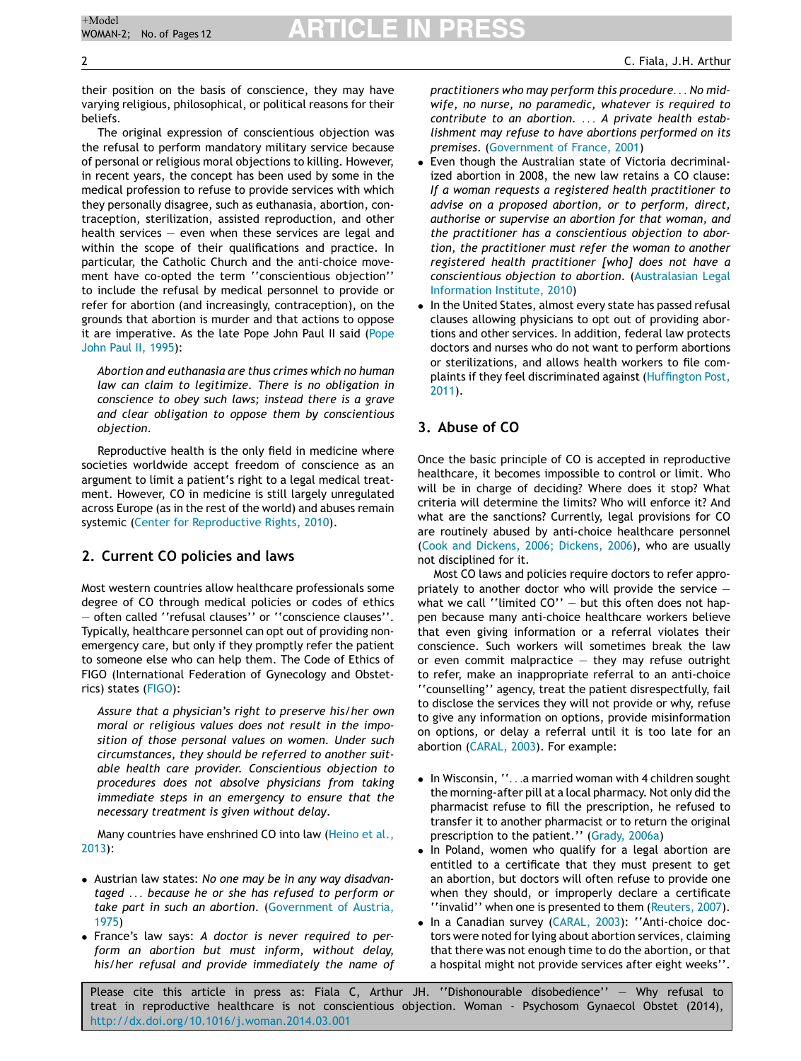their position on the basis of conscience, they may have varying religious, philosophical, or political reasons for their beliefs.

The original expression of conscientious objection was the refusal to perform mandatory military service because of personal or religious moral objections to killing. However, in recent years, the concept has been used by some in the medical profession to refuse to provide services with which they personally disagree, such as euthanasia, abortion, contraception, sterilization, assisted reproduction, and other health services — even when these services are legal and within the scope of their qualifications and practice. In particular, the Catholic Church and the anti-choice movement have co-opted the term ''conscientious objection'' to include the refusal by medical personnel to provide or refer for abortion (and increasingly, contraception), on the grounds that abortion is murder and that actions to oppose it are imperative. As the late Pope John Paul II said (Pope John Paul II, 1995):

> *Abortion and euthanasia are thus crimes which no human law can claim to legitimize. There is no obligation in conscience to obey such laws; instead there is a grave and clear obligation to oppose them by conscientious objection.*

Reproductive health is the only field in medicine where societies worldwide accept freedom of conscience as an argument to limit a patient's right to a legal medical treatment. However, CO in medicine is still largely unregulated across Europe (as in the rest of the world) and abuses remain systemic (Center for Reproductive Rights, 2010).

## 2. Current CO policies and laws

Most western countries allow healthcare professionals some degree of CO through medical policies or codes of ethics — often called ''refusal clauses'' or ''conscience clauses''. Typically, healthcare personnel can opt out of providing non-emergency care, but only if they promptly refer the patient to someone else who can help them. The Code of Ethics of FIGO (International Federation of Gynecology and Obstetrics) states (FIGO):

> *Assure that a physician's right to preserve his/her own moral or religious values does not result in the imposition of those personal values on women. Under such circumstances, they should be referred to another suitable health care provider. Conscientious objection to procedures does not absolve physicians from taking immediate steps in an emergency to ensure that the necessary treatment is given without delay.*

Many countries have enshrined CO into law (Heino et al., 2013):

- Austrian law states: *No one may be in any way disadvantaged ... because he or she has refused to perform or take part in such an abortion.* (Government of Austria, 1975)
- France's law says: *A doctor is never required to perform an abortion but must inform, without delay, his/her refusal and provide immediately the name of practitioners who may perform this procedure... No midwife, no nurse, no paramedic, whatever is required to contribute to an abortion. ... A private health establishment may refuse to have abortions performed on its premises.* (Government of France, 2001)
- Even though the Australian state of Victoria decriminalized abortion in 2008, the new law retains a CO clause: *If a woman requests a registered health practitioner to advise on a proposed abortion, or to perform, direct, authorise or supervise an abortion for that woman, and the practitioner has a conscientious objection to abortion, the practitioner must refer the woman to another registered health practitioner [who] does not have a conscientious objection to abortion.* (Australasian Legal Information Institute, 2010)
- In the United States, almost every state has passed refusal clauses allowing physicians to opt out of providing abortions and other services. In addition, federal law protects doctors and nurses who do not want to perform abortions or sterilizations, and allows health workers to file complaints if they feel discriminated against (Huffington Post, 2011).

## 3. Abuse of CO

Once the basic principle of CO is accepted in reproductive healthcare, it becomes impossible to control or limit. Who will be in charge of deciding? Where does it stop? What criteria will determine the limits? Who will enforce it? And what are the sanctions? Currently, legal provisions for CO are routinely abused by anti-choice healthcare personnel (Cook and Dickens, 2006; Dickens, 2006), who are usually not disciplined for it.

Most CO laws and policies require doctors to refer appropriately to another doctor who will provide the service — what we call ''limited CO'' — but this often does not happen because many anti-choice healthcare workers believe that even giving information or a referral violates their conscience. Such workers will sometimes break the law or even commit malpractice — they may refuse outright to refer, make an inappropriate referral to an anti-choice ''counselling'' agency, treat the patient disrespectfully, fail to disclose the services they will not provide or why, refuse to give any information on options, provide misinformation on options, or delay a referral until it is too late for an abortion (CARAL, 2003). For example:

- In Wisconsin, ''...a married woman with 4 children sought the morning-after pill at a local pharmacy. Not only did the pharmacist refuse to fill the prescription, he refused to transfer it to another pharmacist or to return the original prescription to the patient.'' (Grady, 2006a)
- In Poland, women who qualify for a legal abortion are entitled to a certificate that they must present to get an abortion, but doctors will often refuse to provide one when they should, or improperly declare a certificate ''invalid'' when one is presented to them (Reuters, 2007).
- In a Canadian survey (CARAL, 2003): ''Anti-choice doctors were noted for lying about abortion services, claiming that there was not enough time to do the abortion, or that a hospital might not provide services after eight weeks''.

Please cite this article in press as: Fiala C, Arthur JH. ''Dishonourable disobedience'' — Why refusal to treat in reproductive healthcare is not conscientious objection. Woman - Psychosom Gynaecol Obstet (2014), http://dx.doi.org/10.1016/j.woman.2014.03.001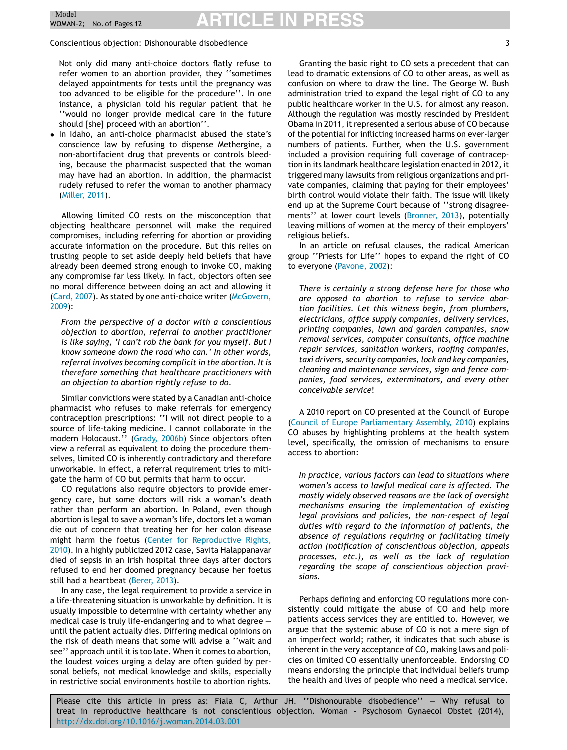Not only did many anti-choice doctors flatly refuse to refer women to an abortion provider, they ''sometimes delayed appointments for tests until the pregnancy was too advanced to be eligible for the procedure''. In one instance, a physician told his regular patient that he ''would no longer provide medical care in the future should [she] proceed with an abortion''.

- In Idaho, an anti-choice pharmacist abused the state's conscience law by refusing to dispense Methergine, a non-abortifacient drug that prevents or controls bleeding, because the pharmacist suspected that the woman may have had an abortion. In addition, the pharmacist rudely refused to refer the woman to another pharmacy (Miller, 2011).

Allowing limited CO rests on the misconception that objecting healthcare personnel will make the required compromises, including referring for abortion or providing accurate information on the procedure. But this relies on trusting people to set aside deeply held beliefs that have already been deemed strong enough to invoke CO, making any compromise far less likely. In fact, objectors often see no moral difference between doing an act and allowing it (Card, 2007). As stated by one anti-choice writer (McGovern, 2009):

> *From the perspective of a doctor with a conscientious objection to abortion, referral to another practitioner is like saying, 'I can't rob the bank for you myself. But I know someone down the road who can.' In other words, referral involves becoming complicit in the abortion. It is therefore something that healthcare practitioners with an objection to abortion rightly refuse to do.*

Similar convictions were stated by a Canadian anti-choice pharmacist who refuses to make referrals for emergency contraception prescriptions: ''I will not direct people to a source of life-taking medicine. I cannot collaborate in the modern Holocaust.'' (Grady, 2006b) Since objectors often view a referral as equivalent to doing the procedure themselves, limited CO is inherently contradictory and therefore unworkable. In effect, a referral requirement tries to mitigate the harm of CO but permits that harm to occur.

CO regulations also require objectors to provide emergency care, but some doctors will risk a woman's death rather than perform an abortion. In Poland, even though abortion is legal to save a woman's life, doctors let a woman die out of concern that treating her for her colon disease might harm the foetus (Center for Reproductive Rights, 2010). In a highly publicized 2012 case, Savita Halappanavar died of sepsis in an Irish hospital three days after doctors refused to end her doomed pregnancy because her foetus still had a heartbeat (Berer, 2013).

In any case, the legal requirement to provide a service in a life-threatening situation is unworkable by definition. It is usually impossible to determine with certainty whether any medical case is truly life-endangering and to what degree — until the patient actually dies. Differing medical opinions on the risk of death means that some will advise a ''wait and see'' approach until it is too late. When it comes to abortion, the loudest voices urging a delay are often guided by personal beliefs, not medical knowledge and skills, especially in restrictive social environments hostile to abortion rights.

Granting the basic right to CO sets a precedent that can lead to dramatic extensions of CO to other areas, as well as confusion on where to draw the line. The George W. Bush administration tried to expand the legal right of CO to any public healthcare worker in the U.S. for almost any reason. Although the regulation was mostly rescinded by President Obama in 2011, it represented a serious abuse of CO because of the potential for inflicting increased harms on ever-larger numbers of patients. Further, when the U.S. government included a provision requiring full coverage of contraception in its landmark healthcare legislation enacted in 2012, it triggered many lawsuits from religious organizations and private companies, claiming that paying for their employees' birth control would violate their faith. The issue will likely end up at the Supreme Court because of ''strong disagreements'' at lower court levels (Bronner, 2013), potentially leaving millions of women at the mercy of their employers' religious beliefs.

In an article on refusal clauses, the radical American group ''Priests for Life'' hopes to expand the right of CO to everyone (Pavone, 2002):

> *There is certainly a strong defense here for those who are opposed to abortion to refuse to service abortion facilities. Let this witness begin, from plumbers, electricians, office supply companies, delivery services, printing companies, lawn and garden companies, snow removal services, computer consultants, office machine repair services, sanitation workers, roofing companies, taxi drivers, security companies, lock and key companies, cleaning and maintenance services, sign and fence companies, food services, exterminators, and every other conceivable service!*

A 2010 report on CO presented at the Council of Europe (Council of Europe Parliamentary Assembly, 2010) explains CO abuses by highlighting problems at the health system level, specifically, the omission of mechanisms to ensure access to abortion:

> *In practice, various factors can lead to situations where women's access to lawful medical care is affected. The mostly widely observed reasons are the lack of oversight mechanisms ensuring the implementation of existing legal provisions and policies, the non-respect of legal duties with regard to the information of patients, the absence of regulations requiring or facilitating timely action (notification of conscientious objection, appeals processes, etc.), as well as the lack of regulation regarding the scope of conscientious objection provisions.*

Perhaps defining and enforcing CO regulations more consistently could mitigate the abuse of CO and help more patients access services they are entitled to. However, we argue that the systemic abuse of CO is not a mere sign of an imperfect world; rather, it indicates that such abuse is inherent in the very acceptance of CO, making laws and policies on limited CO essentially unenforceable. Endorsing CO means endorsing the principle that individual beliefs trump the health and lives of people who need a medical service.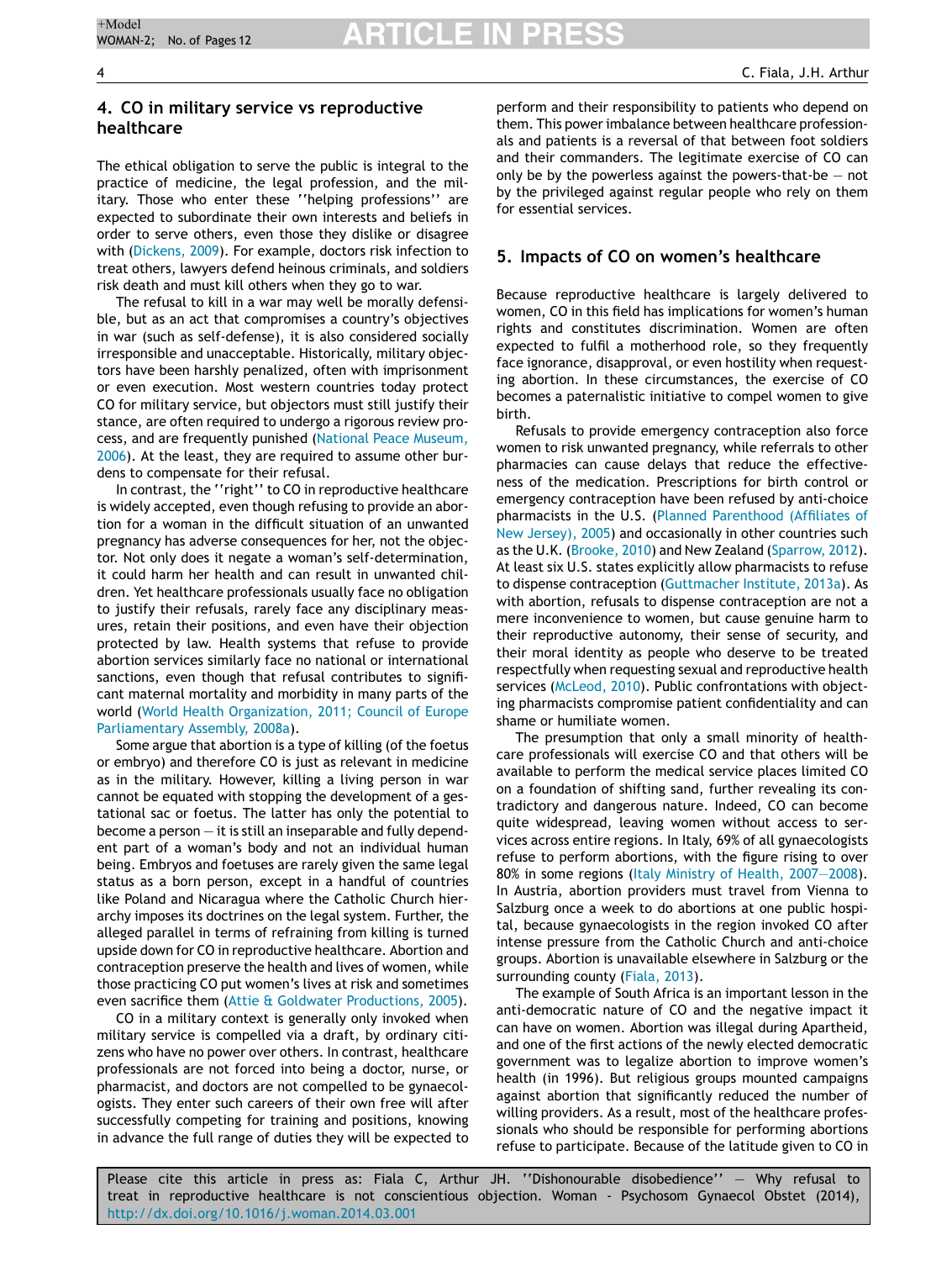## 4. CO in military service vs reproductive healthcare

The ethical obligation to serve the public is integral to the practice of medicine, the legal profession, and the military. Those who enter these ''helping professions'' are expected to subordinate their own interests and beliefs in order to serve others, even those they dislike or disagree with (Dickens, 2009). For example, doctors risk infection to treat others, lawyers defend heinous criminals, and soldiers risk death and must kill others when they go to war.

The refusal to kill in a war may well be morally defensible, but as an act that compromises a country's objectives in war (such as self-defense), it is also considered socially irresponsible and unacceptable. Historically, military objectors have been harshly penalized, often with imprisonment or even execution. Most western countries today protect CO for military service, but objectors must still justify their stance, are often required to undergo a rigorous review process, and are frequently punished (National Peace Museum, 2006). At the least, they are required to assume other burdens to compensate for their refusal.

In contrast, the ''right'' to CO in reproductive healthcare is widely accepted, even though refusing to provide an abortion for a woman in the difficult situation of an unwanted pregnancy has adverse consequences for her, not the objector. Not only does it negate a woman's self-determination, it could harm her health and can result in unwanted children. Yet healthcare professionals usually face no obligation to justify their refusals, rarely face any disciplinary measures, retain their positions, and even have their objection protected by law. Health systems that refuse to provide abortion services similarly face no national or international sanctions, even though that refusal contributes to significant maternal mortality and morbidity in many parts of the world (World Health Organization, 2011; Council of Europe Parliamentary Assembly, 2008a).

Some argue that abortion is a type of killing (of the foetus or embryo) and therefore CO is just as relevant in medicine as in the military. However, killing a living person in war cannot be equated with stopping the development of a gestational sac or foetus. The latter has only the potential to become a person — it is still an inseparable and fully dependent part of a woman's body and not an individual human being. Embryos and foetuses are rarely given the same legal status as a born person, except in a handful of countries like Poland and Nicaragua where the Catholic Church hierarchy imposes its doctrines on the legal system. Further, the alleged parallel in terms of refraining from killing is turned upside down for CO in reproductive healthcare. Abortion and contraception preserve the health and lives of women, while those practicing CO put women's lives at risk and sometimes even sacrifice them (Attie & Goldwater Productions, 2005).

CO in a military context is generally only invoked when military service is compelled via a draft, by ordinary citizens who have no power over others. In contrast, healthcare professionals are not forced into being a doctor, nurse, or pharmacist, and doctors are not compelled to be gynaecologists. They enter such careers of their own free will after successfully competing for training and positions, knowing in advance the full range of duties they will be expected to perform and their responsibility to patients who depend on them. This power imbalance between healthcare professionals and patients is a reversal of that between foot soldiers and their commanders. The legitimate exercise of CO can only be by the powerless against the powers-that-be — not by the privileged against regular people who rely on them for essential services.

## 5. Impacts of CO on women's healthcare

Because reproductive healthcare is largely delivered to women, CO in this field has implications for women's human rights and constitutes discrimination. Women are often expected to fulfil a motherhood role, so they frequently face ignorance, disapproval, or even hostility when requesting abortion. In these circumstances, the exercise of CO becomes a paternalistic initiative to compel women to give birth.

Refusals to provide emergency contraception also force women to risk unwanted pregnancy, while referrals to other pharmacies can cause delays that reduce the effectiveness of the medication. Prescriptions for birth control or emergency contraception have been refused by anti-choice pharmacists in the U.S. (Planned Parenthood (Affiliates of New Jersey), 2005) and occasionally in other countries such as the U.K. (Brooke, 2010) and New Zealand (Sparrow, 2012). At least six U.S. states explicitly allow pharmacists to refuse to dispense contraception (Guttmacher Institute, 2013a). As with abortion, refusals to dispense contraception are not a mere inconvenience to women, but cause genuine harm to their reproductive autonomy, their sense of security, and their moral identity as people who deserve to be treated respectfully when requesting sexual and reproductive health services (McLeod, 2010). Public confrontations with objecting pharmacists compromise patient confidentiality and can shame or humiliate women.

The presumption that only a small minority of healthcare professionals will exercise CO and that others will be available to perform the medical service places limited CO on a foundation of shifting sand, further revealing its contradictory and dangerous nature. Indeed, CO can become quite widespread, leaving women without access to services across entire regions. In Italy, 69% of all gynaecologists refuse to perform abortions, with the figure rising to over 80% in some regions (Italy Ministry of Health, 2007—2008). In Austria, abortion providers must travel from Vienna to Salzburg once a week to do abortions at one public hospital, because gynaecologists in the region invoked CO after intense pressure from the Catholic Church and anti-choice groups. Abortion is unavailable elsewhere in Salzburg or the surrounding county (Fiala, 2013).

The example of South Africa is an important lesson in the anti-democratic nature of CO and the negative impact it can have on women. Abortion was illegal during Apartheid, and one of the first actions of the newly elected democratic government was to legalize abortion to improve women's health (in 1996). But religious groups mounted campaigns against abortion that significantly reduced the number of willing providers. As a result, most of the healthcare professionals who should be responsible for performing abortions refuse to participate. Because of the latitude given to CO in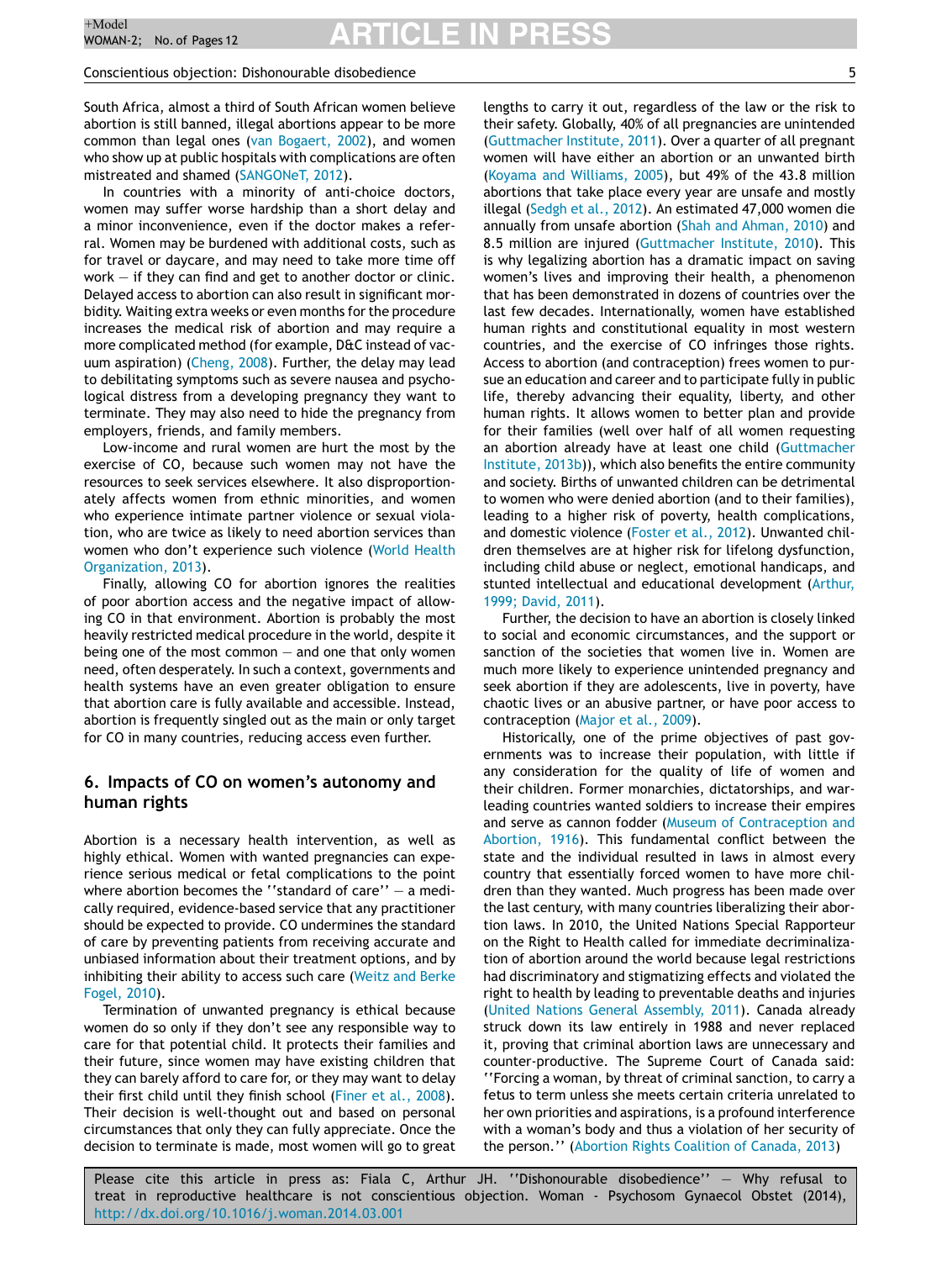South Africa, almost a third of South African women believe abortion is still banned, illegal abortions appear to be more common than legal ones (van Bogaert, 2002), and women who show up at public hospitals with complications are often mistreated and shamed (SANGONeT, 2012).

In countries with a minority of anti-choice doctors, women may suffer worse hardship than a short delay and a minor inconvenience, even if the doctor makes a referral. Women may be burdened with additional costs, such as for travel or daycare, and may need to take more time off work — if they can find and get to another doctor or clinic. Delayed access to abortion can also result in significant morbidity. Waiting extra weeks or even months for the procedure increases the medical risk of abortion and may require a more complicated method (for example, D&C instead of vacuum aspiration) (Cheng, 2008). Further, the delay may lead to debilitating symptoms such as severe nausea and psychological distress from a developing pregnancy they want to terminate. They may also need to hide the pregnancy from employers, friends, and family members.

Low-income and rural women are hurt the most by the exercise of CO, because such women may not have the resources to seek services elsewhere. It also disproportionately affects women from ethnic minorities, and women who experience intimate partner violence or sexual violation, who are twice as likely to need abortion services than women who don't experience such violence (World Health Organization, 2013).

Finally, allowing CO for abortion ignores the realities of poor abortion access and the negative impact of allowing CO in that environment. Abortion is probably the most heavily restricted medical procedure in the world, despite it being one of the most common — and one that only women need, often desperately. In such a context, governments and health systems have an even greater obligation to ensure that abortion care is fully available and accessible. Instead, abortion is frequently singled out as the main or only target for CO in many countries, reducing access even further.

## 6. Impacts of CO on women's autonomy and human rights

Abortion is a necessary health intervention, as well as highly ethical. Women with wanted pregnancies can experience serious medical or fetal complications to the point where abortion becomes the ''standard of care'' — a medically required, evidence-based service that any practitioner should be expected to provide. CO undermines the standard of care by preventing patients from receiving accurate and unbiased information about their treatment options, and by inhibiting their ability to access such care (Weitz and Berke Fogel, 2010).

Termination of unwanted pregnancy is ethical because women do so only if they don't see any responsible way to care for that potential child. It protects their families and their future, since women may have existing children that they can barely afford to care for, or they may want to delay their first child until they finish school (Finer et al., 2008). Their decision is well-thought out and based on personal circumstances that only they can fully appreciate. Once the decision to terminate is made, most women will go to great lengths to carry it out, regardless of the law or the risk to their safety. Globally, 40% of all pregnancies are unintended (Guttmacher Institute, 2011). Over a quarter of all pregnant women will have either an abortion or an unwanted birth (Koyama and Williams, 2005), but 49% of the 43.8 million abortions that take place every year are unsafe and mostly illegal (Sedgh et al., 2012). An estimated 47,000 women die annually from unsafe abortion (Shah and Ahman, 2010) and 8.5 million are injured (Guttmacher Institute, 2010). This is why legalizing abortion has a dramatic impact on saving women's lives and improving their health, a phenomenon that has been demonstrated in dozens of countries over the last few decades. Internationally, women have established human rights and constitutional equality in most western countries, and the exercise of CO infringes those rights. Access to abortion (and contraception) frees women to pursue an education and career and to participate fully in public life, thereby advancing their equality, liberty, and other human rights. It allows women to better plan and provide for their families (well over half of all women requesting an abortion already have at least one child (Guttmacher Institute, 2013b)), which also benefits the entire community and society. Births of unwanted children can be detrimental to women who were denied abortion (and to their families), leading to a higher risk of poverty, health complications, and domestic violence (Foster et al., 2012). Unwanted children themselves are at higher risk for lifelong dysfunction, including child abuse or neglect, emotional handicaps, and stunted intellectual and educational development (Arthur, 1999; David, 2011).

Further, the decision to have an abortion is closely linked to social and economic circumstances, and the support or sanction of the societies that women live in. Women are much more likely to experience unintended pregnancy and seek abortion if they are adolescents, live in poverty, have chaotic lives or an abusive partner, or have poor access to contraception (Major et al., 2009).

Historically, one of the prime objectives of past governments was to increase their population, with little if any consideration for the quality of life of women and their children. Former monarchies, dictatorships, and war-leading countries wanted soldiers to increase their empires and serve as cannon fodder (Museum of Contraception and Abortion, 1916). This fundamental conflict between the state and the individual resulted in laws in almost every country that essentially forced women to have more children than they wanted. Much progress has been made over the last century, with many countries liberalizing their abortion laws. In 2010, the United Nations Special Rapporteur on the Right to Health called for immediate decriminalization of abortion around the world because legal restrictions had discriminatory and stigmatizing effects and violated the right to health by leading to preventable deaths and injuries (United Nations General Assembly, 2011). Canada already struck down its law entirely in 1988 and never replaced it, proving that criminal abortion laws are unnecessary and counter-productive. The Supreme Court of Canada said: ''Forcing a woman, by threat of criminal sanction, to carry a fetus to term unless she meets certain criteria unrelated to her own priorities and aspirations, is a profound interference with a woman's body and thus a violation of her security of the person.'' (Abortion Rights Coalition of Canada, 2013)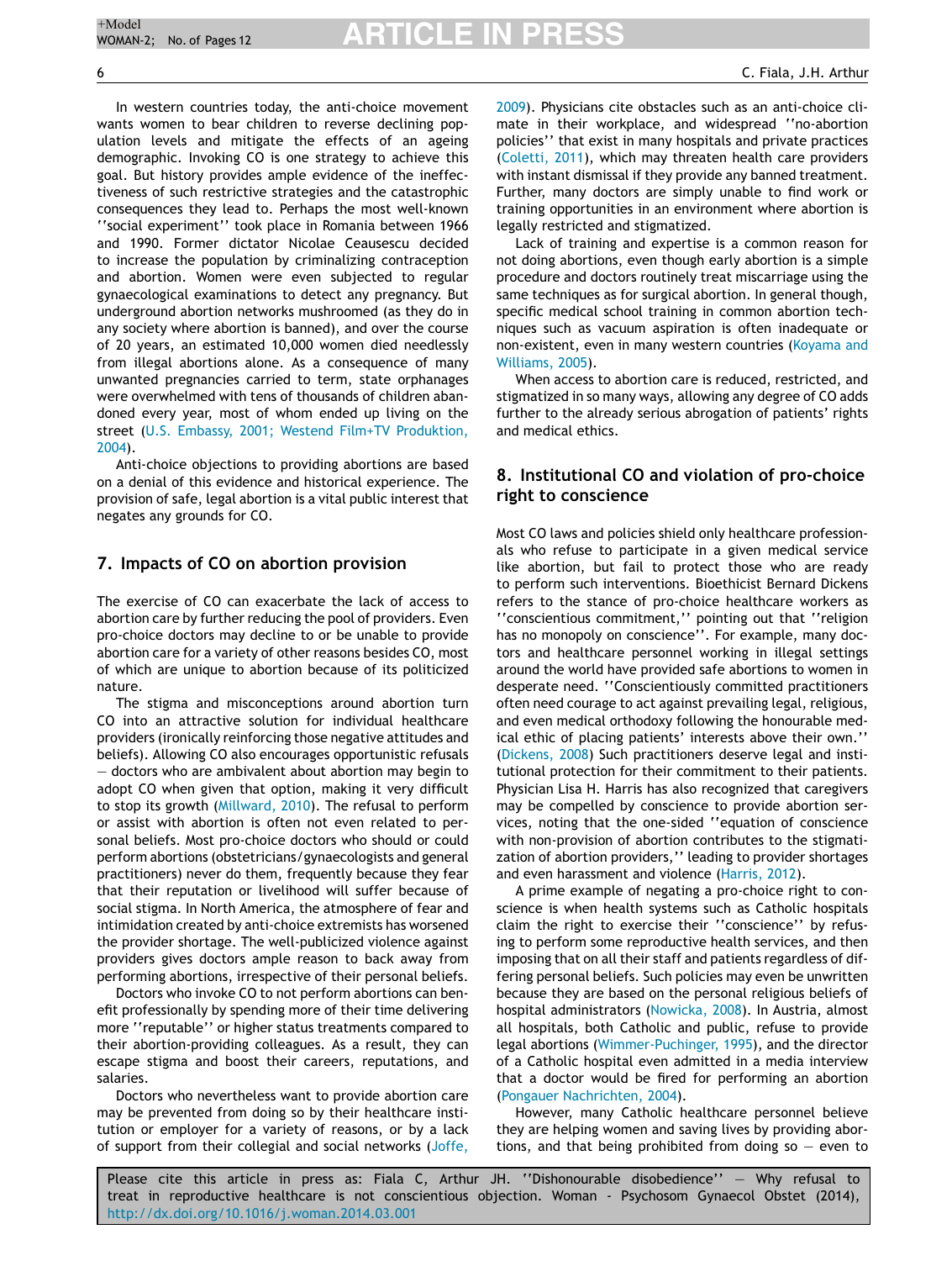In western countries today, the anti-choice movement wants women to bear children to reverse declining population levels and mitigate the effects of an ageing demographic. Invoking CO is one strategy to achieve this goal. But history provides ample evidence of the ineffectiveness of such restrictive strategies and the catastrophic consequences they lead to. Perhaps the most well-known ''social experiment'' took place in Romania between 1966 and 1990. Former dictator Nicolae Ceausescu decided to increase the population by criminalizing contraception and abortion. Women were even subjected to regular gynaecological examinations to detect any pregnancy. But underground abortion networks mushroomed (as they do in any society where abortion is banned), and over the course of 20 years, an estimated 10,000 women died needlessly from illegal abortions alone. As a consequence of many unwanted pregnancies carried to term, state orphanages were overwhelmed with tens of thousands of children abandoned every year, most of whom ended up living on the street (U.S. Embassy, 2001; Westend Film+TV Produktion, 2004).

Anti-choice objections to providing abortions are based on a denial of this evidence and historical experience. The provision of safe, legal abortion is a vital public interest that negates any grounds for CO.

## 7. Impacts of CO on abortion provision

The exercise of CO can exacerbate the lack of access to abortion care by further reducing the pool of providers. Even pro-choice doctors may decline to or be unable to provide abortion care for a variety of other reasons besides CO, most of which are unique to abortion because of its politicized nature.

The stigma and misconceptions around abortion turn CO into an attractive solution for individual healthcare providers (ironically reinforcing those negative attitudes and beliefs). Allowing CO also encourages opportunistic refusals — doctors who are ambivalent about abortion may begin to adopt CO when given that option, making it very difficult to stop its growth (Millward, 2010). The refusal to perform or assist with abortion is often not even related to personal beliefs. Most pro-choice doctors who should or could perform abortions (obstetricians/gynaecologists and general practitioners) never do them, frequently because they fear that their reputation or livelihood will suffer because of social stigma. In North America, the atmosphere of fear and intimidation created by anti-choice extremists has worsened the provider shortage. The well-publicized violence against providers gives doctors ample reason to back away from performing abortions, irrespective of their personal beliefs.

Doctors who invoke CO to not perform abortions can benefit professionally by spending more of their time delivering more ''reputable'' or higher status treatments compared to their abortion-providing colleagues. As a result, they can escape stigma and boost their careers, reputations, and salaries.

Doctors who nevertheless want to provide abortion care may be prevented from doing so by their healthcare institution or employer for a variety of reasons, or by a lack of support from their collegial and social networks (Joffe, 2009). Physicians cite obstacles such as an anti-choice climate in their workplace, and widespread ''no-abortion policies'' that exist in many hospitals and private practices (Coletti, 2011), which may threaten health care providers with instant dismissal if they provide any banned treatment. Further, many doctors are simply unable to find work or training opportunities in an environment where abortion is legally restricted and stigmatized.

Lack of training and expertise is a common reason for not doing abortions, even though early abortion is a simple procedure and doctors routinely treat miscarriage using the same techniques as for surgical abortion. In general though, specific medical school training in common abortion techniques such as vacuum aspiration is often inadequate or non-existent, even in many western countries (Koyama and Williams, 2005).

When access to abortion care is reduced, restricted, and stigmatized in so many ways, allowing any degree of CO adds further to the already serious abrogation of patients' rights and medical ethics.

## 8. Institutional CO and violation of pro-choice right to conscience

Most CO laws and policies shield only healthcare professionals who refuse to participate in a given medical service like abortion, but fail to protect those who are ready to perform such interventions. Bioethicist Bernard Dickens refers to the stance of pro-choice healthcare workers as ''conscientious commitment,'' pointing out that ''religion has no monopoly on conscience''. For example, many doctors and healthcare personnel working in illegal settings around the world have provided safe abortions to women in desperate need. ''Conscientiously committed practitioners often need courage to act against prevailing legal, religious, and even medical orthodoxy following the honourable medical ethic of placing patients' interests above their own.'' (Dickens, 2008) Such practitioners deserve legal and institutional protection for their commitment to their patients. Physician Lisa H. Harris has also recognized that caregivers may be compelled by conscience to provide abortion services, noting that the one-sided ''equation of conscience with non-provision of abortion contributes to the stigmatization of abortion providers,'' leading to provider shortages and even harassment and violence (Harris, 2012).

A prime example of negating a pro-choice right to conscience is when health systems such as Catholic hospitals claim the right to exercise their ''conscience'' by refusing to perform some reproductive health services, and then imposing that on all their staff and patients regardless of differing personal beliefs. Such policies may even be unwritten because they are based on the personal religious beliefs of hospital administrators (Nowicka, 2008). In Austria, almost all hospitals, both Catholic and public, refuse to provide legal abortions (Wimmer-Puchinger, 1995), and the director of a Catholic hospital even admitted in a media interview that a doctor would be fired for performing an abortion (Pongauer Nachrichten, 2004).

However, many Catholic healthcare personnel believe they are helping women and saving lives by providing abortions, and that being prohibited from doing so — even to

Please cite this article in press as: Fiala C, Arthur JH. ''Dishonourable disobedience'' — Why refusal to treat in reproductive healthcare is not conscientious objection. Woman - Psychosom Gynaecol Obstet (2014), http://dx.doi.org/10.1016/j.woman.2014.03.001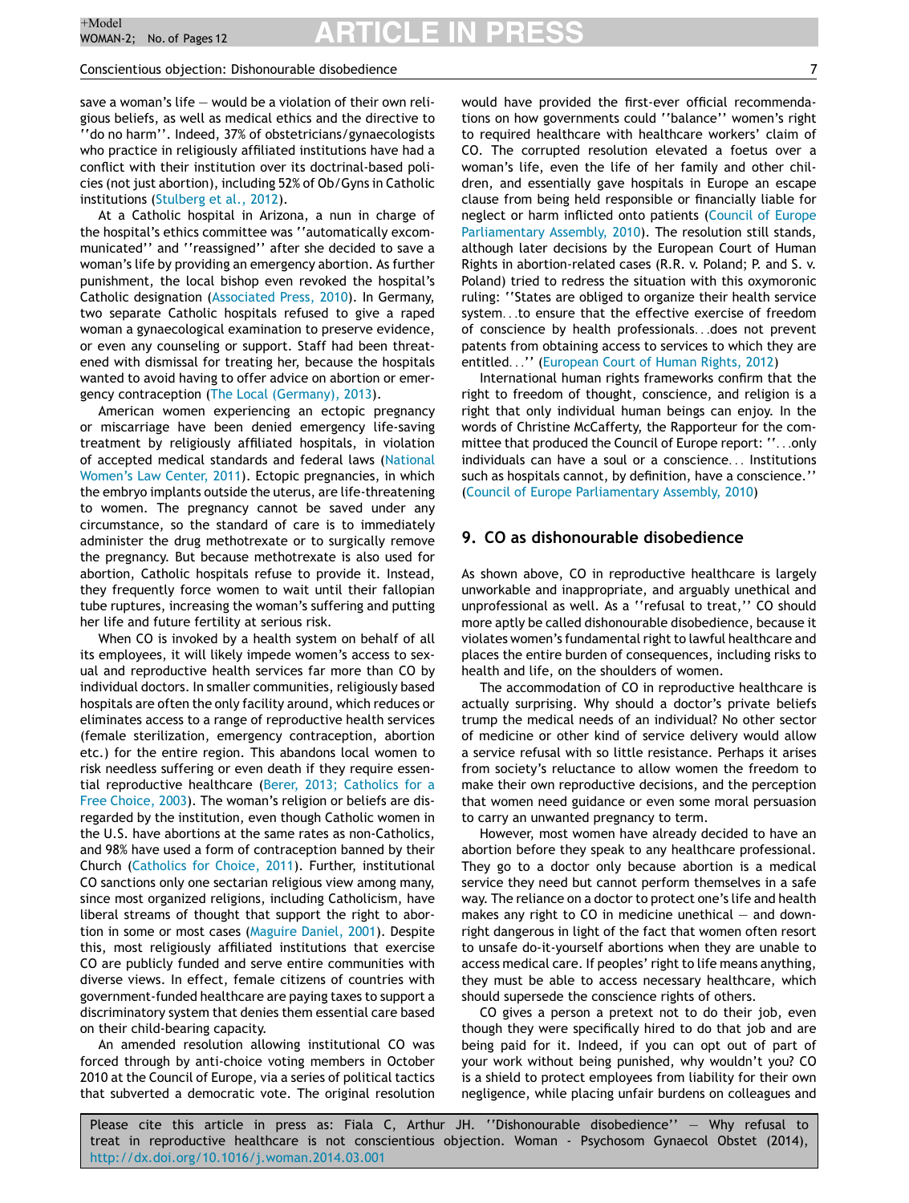save a woman's life — would be a violation of their own religious beliefs, as well as medical ethics and the directive to ''do no harm''. Indeed, 37% of obstetricians/gynaecologists who practice in religiously affiliated institutions have had a conflict with their institution over its doctrinal-based policies (not just abortion), including 52% of Ob/Gyns in Catholic institutions (Stulberg et al., 2012).

At a Catholic hospital in Arizona, a nun in charge of the hospital's ethics committee was ''automatically excommunicated'' and ''reassigned'' after she decided to save a woman's life by providing an emergency abortion. As further punishment, the local bishop even revoked the hospital's Catholic designation (Associated Press, 2010). In Germany, two separate Catholic hospitals refused to give a raped woman a gynaecological examination to preserve evidence, or even any counseling or support. Staff had been threatened with dismissal for treating her, because the hospitals wanted to avoid having to offer advice on abortion or emergency contraception (The Local (Germany), 2013).

American women experiencing an ectopic pregnancy or miscarriage have been denied emergency life-saving treatment by religiously affiliated hospitals, in violation of accepted medical standards and federal laws (National Women's Law Center, 2011). Ectopic pregnancies, in which the embryo implants outside the uterus, are life-threatening to women. The pregnancy cannot be saved under any circumstance, so the standard of care is to immediately administer the drug methotrexate or to surgically remove the pregnancy. But because methotrexate is also used for abortion, Catholic hospitals refuse to provide it. Instead, they frequently force women to wait until their fallopian tube ruptures, increasing the woman's suffering and putting her life and future fertility at serious risk.

When CO is invoked by a health system on behalf of all its employees, it will likely impede women's access to sexual and reproductive health services far more than CO by individual doctors. In smaller communities, religiously based hospitals are often the only facility around, which reduces or eliminates access to a range of reproductive health services (female sterilization, emergency contraception, abortion etc.) for the entire region. This abandons local women to risk needless suffering or even death if they require essential reproductive healthcare (Berer, 2013; Catholics for a Free Choice, 2003). The woman's religion or beliefs are disregarded by the institution, even though Catholic women in the U.S. have abortions at the same rates as non-Catholics, and 98% have used a form of contraception banned by their Church (Catholics for Choice, 2011). Further, institutional CO sanctions only one sectarian religious view among many, since most organized religions, including Catholicism, have liberal streams of thought that support the right to abortion in some or most cases (Maguire Daniel, 2001). Despite this, most religiously affiliated institutions that exercise CO are publicly funded and serve entire communities with diverse views. In effect, female citizens of countries with government-funded healthcare are paying taxes to support a discriminatory system that denies them essential care based on their child-bearing capacity.

An amended resolution allowing institutional CO was forced through by anti-choice voting members in October 2010 at the Council of Europe, via a series of political tactics that subverted a democratic vote. The original resolution would have provided the first-ever official recommendations on how governments could ''balance'' women's right to required healthcare with healthcare workers' claim of CO. The corrupted resolution elevated a foetus over a woman's life, even the life of her family and other children, and essentially gave hospitals in Europe an escape clause from being held responsible or financially liable for neglect or harm inflicted onto patients (Council of Europe Parliamentary Assembly, 2010). The resolution still stands, although later decisions by the European Court of Human Rights in abortion-related cases (R.R. v. Poland; P. and S. v. Poland) tried to redress the situation with this oxymoronic ruling: ''States are obliged to organize their health service system...to ensure that the effective exercise of freedom of conscience by health professionals...does not prevent patents from obtaining access to services to which they are entitled...'' (European Court of Human Rights, 2012)

International human rights frameworks confirm that the right to freedom of thought, conscience, and religion is a right that only individual human beings can enjoy. In the words of Christine McCafferty, the Rapporteur for the committee that produced the Council of Europe report: ''...only individuals can have a soul or a conscience... Institutions such as hospitals cannot, by definition, have a conscience.'' (Council of Europe Parliamentary Assembly, 2010)

## 9. CO as dishonourable disobedience

As shown above, CO in reproductive healthcare is largely unworkable and inappropriate, and arguably unethical and unprofessional as well. As a ''refusal to treat,'' CO should more aptly be called dishonourable disobedience, because it violates women's fundamental right to lawful healthcare and places the entire burden of consequences, including risks to health and life, on the shoulders of women.

The accommodation of CO in reproductive healthcare is actually surprising. Why should a doctor's private beliefs trump the medical needs of an individual? No other sector of medicine or other kind of service delivery would allow a service refusal with so little resistance. Perhaps it arises from society's reluctance to allow women the freedom to make their own reproductive decisions, and the perception that women need guidance or even some moral persuasion to carry an unwanted pregnancy to term.

However, most women have already decided to have an abortion before they speak to any healthcare professional. They go to a doctor only because abortion is a medical service they need but cannot perform themselves in a safe way. The reliance on a doctor to protect one's life and health makes any right to CO in medicine unethical — and downright dangerous in light of the fact that women often resort to unsafe do-it-yourself abortions when they are unable to access medical care. If peoples' right to life means anything, they must be able to access necessary healthcare, which should supersede the conscience rights of others.

CO gives a person a pretext not to do their job, even though they were specifically hired to do that job and are being paid for it. Indeed, if you can opt out of part of your work without being punished, why wouldn't you? CO is a shield to protect employees from liability for their own negligence, while placing unfair burdens on colleagues and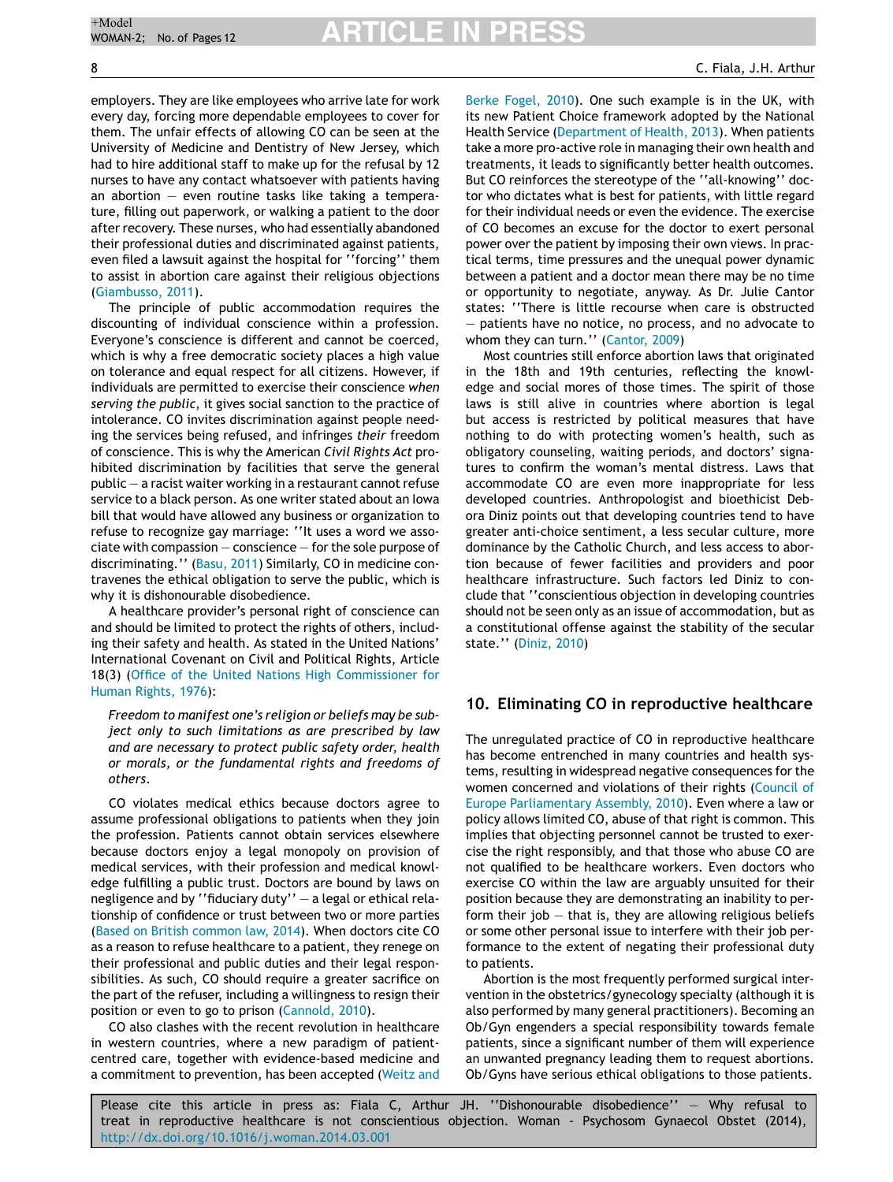employers. They are like employees who arrive late for work every day, forcing more dependable employees to cover for them. The unfair effects of allowing CO can be seen at the University of Medicine and Dentistry of New Jersey, which had to hire additional staff to make up for the refusal by 12 nurses to have any contact whatsoever with patients having an abortion — even routine tasks like taking a temperature, filling out paperwork, or walking a patient to the door after recovery. These nurses, who had essentially abandoned their professional duties and discriminated against patients, even filed a lawsuit against the hospital for ''forcing'' them to assist in abortion care against their religious objections (Giambusso, 2011).

The principle of public accommodation requires the discounting of individual conscience within a profession. Everyone's conscience is different and cannot be coerced, which is why a free democratic society places a high value on tolerance and equal respect for all citizens. However, if individuals are permitted to exercise their conscience *when serving the public*, it gives social sanction to the practice of intolerance. CO invites discrimination against people needing the services being refused, and infringes *their* freedom of conscience. This is why the American *Civil Rights Act* prohibited discrimination by facilities that serve the general public — a racist waiter working in a restaurant cannot refuse service to a black person. As one writer stated about an Iowa bill that would have allowed any business or organization to refuse to recognize gay marriage: ''It uses a word we associate with compassion — conscience — for the sole purpose of discriminating.'' (Basu, 2011) Similarly, CO in medicine contravenes the ethical obligation to serve the public, which is why it is dishonourable disobedience.

A healthcare provider's personal right of conscience can and should be limited to protect the rights of others, including their safety and health. As stated in the United Nations' International Covenant on Civil and Political Rights, Article 18(3) (Office of the United Nations High Commissioner for Human Rights, 1976):

> *Freedom to manifest one's religion or beliefs may be subject only to such limitations as are prescribed by law and are necessary to protect public safety order, health or morals, or the fundamental rights and freedoms of others.*

CO violates medical ethics because doctors agree to assume professional obligations to patients when they join the profession. Patients cannot obtain services elsewhere because doctors enjoy a legal monopoly on provision of medical services, with their profession and medical knowledge fulfilling a public trust. Doctors are bound by laws on negligence and by ''fiduciary duty'' — a legal or ethical relationship of confidence or trust between two or more parties (Based on British common law, 2014). When doctors cite CO as a reason to refuse healthcare to a patient, they renege on their professional and public duties and their legal responsibilities. As such, CO should require a greater sacrifice on the part of the refuser, including a willingness to resign their position or even to go to prison (Cannold, 2010).

CO also clashes with the recent revolution in healthcare in western countries, where a new paradigm of patient-centred care, together with evidence-based medicine and a commitment to prevention, has been accepted (Weitz and Berke Fogel, 2010). One such example is in the UK, with its new Patient Choice framework adopted by the National Health Service (Department of Health, 2013). When patients take a more pro-active role in managing their own health and treatments, it leads to significantly better health outcomes. But CO reinforces the stereotype of the ''all-knowing'' doctor who dictates what is best for patients, with little regard for their individual needs or even the evidence. The exercise of CO becomes an excuse for the doctor to exert personal power over the patient by imposing their own views. In practical terms, time pressures and the unequal power dynamic between a patient and a doctor mean there may be no time or opportunity to negotiate, anyway. As Dr. Julie Cantor states: ''There is little recourse when care is obstructed — patients have no notice, no process, and no advocate to whom they can turn.'' (Cantor, 2009)

Most countries still enforce abortion laws that originated in the 18th and 19th centuries, reflecting the knowledge and social mores of those times. The spirit of those laws is still alive in countries where abortion is legal but access is restricted by political measures that have nothing to do with protecting women's health, such as obligatory counseling, waiting periods, and doctors' signatures to confirm the woman's mental distress. Laws that accommodate CO are even more inappropriate for less developed countries. Anthropologist and bioethicist Debora Diniz points out that developing countries tend to have greater anti-choice sentiment, a less secular culture, more dominance by the Catholic Church, and less access to abortion because of fewer facilities and providers and poor healthcare infrastructure. Such factors led Diniz to conclude that ''conscientious objection in developing countries should not be seen only as an issue of accommodation, but as a constitutional offense against the stability of the secular state.'' (Diniz, 2010)

## 10. Eliminating CO in reproductive healthcare

The unregulated practice of CO in reproductive healthcare has become entrenched in many countries and health systems, resulting in widespread negative consequences for the women concerned and violations of their rights (Council of Europe Parliamentary Assembly, 2010). Even where a law or policy allows limited CO, abuse of that right is common. This implies that objecting personnel cannot be trusted to exercise the right responsibly, and that those who abuse CO are not qualified to be healthcare workers. Even doctors who exercise CO within the law are arguably unsuited for their position because they are demonstrating an inability to perform their job — that is, they are allowing religious beliefs or some other personal issue to interfere with their job performance to the extent of negating their professional duty to patients.

Abortion is the most frequently performed surgical intervention in the obstetrics/gynecology specialty (although it is also performed by many general practitioners). Becoming an Ob/Gyn engenders a special responsibility towards female patients, since a significant number of them will experience an unwanted pregnancy leading them to request abortions. Ob/Gyns have serious ethical obligations to those patients.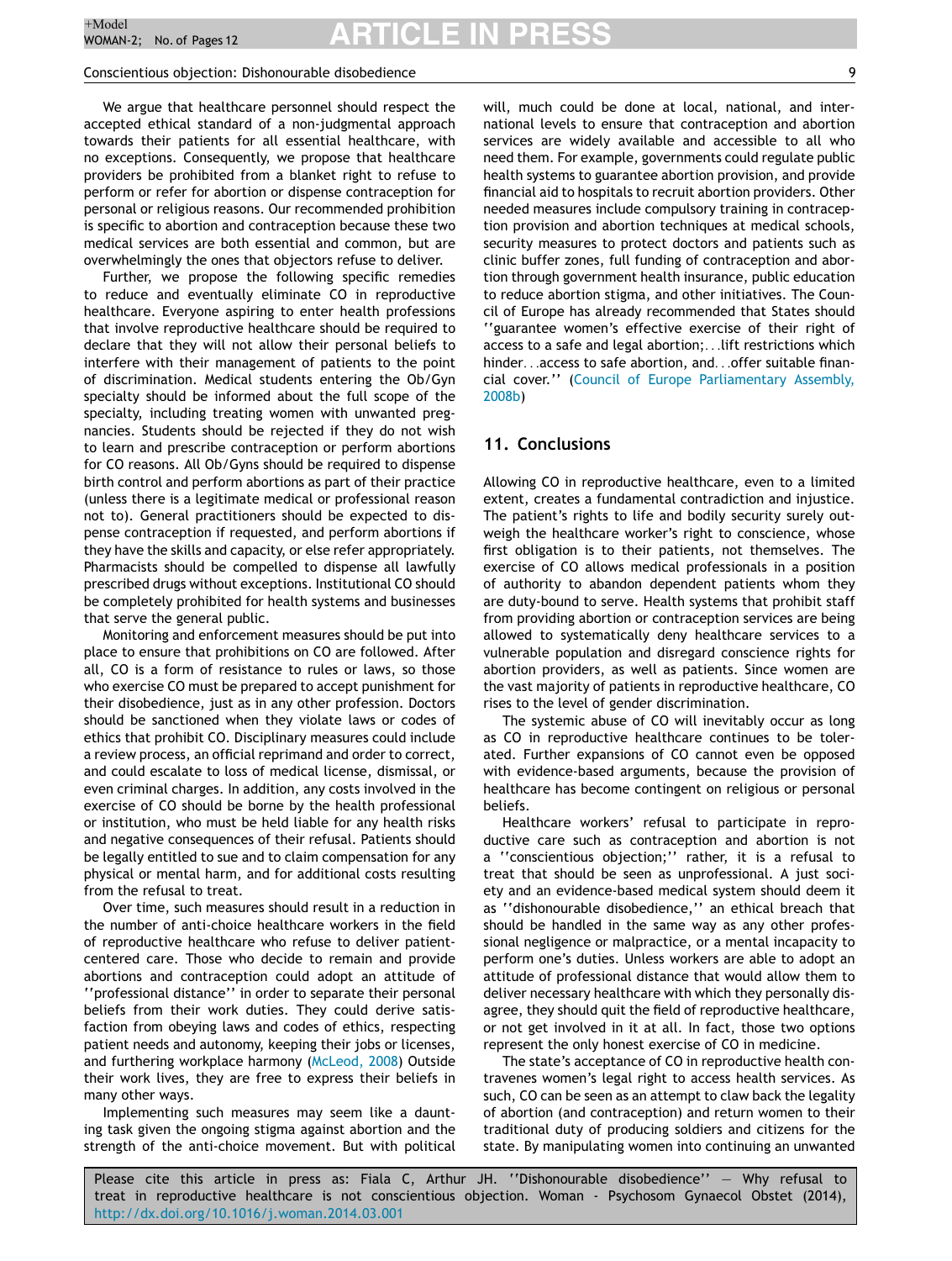We argue that healthcare personnel should respect the accepted ethical standard of a non-judgmental approach towards their patients for all essential healthcare, with no exceptions. Consequently, we propose that healthcare providers be prohibited from a blanket right to refuse to perform or refer for abortion or dispense contraception for personal or religious reasons. Our recommended prohibition is specific to abortion and contraception because these two medical services are both essential and common, but are overwhelmingly the ones that objectors refuse to deliver.

Further, we propose the following specific remedies to reduce and eventually eliminate CO in reproductive healthcare. Everyone aspiring to enter health professions that involve reproductive healthcare should be required to declare that they will not allow their personal beliefs to interfere with their management of patients to the point of discrimination. Medical students entering the Ob/Gyn specialty should be informed about the full scope of the specialty, including treating women with unwanted pregnancies. Students should be rejected if they do not wish to learn and prescribe contraception or perform abortions for CO reasons. All Ob/Gyns should be required to dispense birth control and perform abortions as part of their practice (unless there is a legitimate medical or professional reason not to). General practitioners should be expected to dispense contraception if requested, and perform abortions if they have the skills and capacity, or else refer appropriately. Pharmacists should be compelled to dispense all lawfully prescribed drugs without exceptions. Institutional CO should be completely prohibited for health systems and businesses that serve the general public.

Monitoring and enforcement measures should be put into place to ensure that prohibitions on CO are followed. After all, CO is a form of resistance to rules or laws, so those who exercise CO must be prepared to accept punishment for their disobedience, just as in any other profession. Doctors should be sanctioned when they violate laws or codes of ethics that prohibit CO. Disciplinary measures could include a review process, an official reprimand and order to correct, and could escalate to loss of medical license, dismissal, or even criminal charges. In addition, any costs involved in the exercise of CO should be borne by the health professional or institution, who must be held liable for any health risks and negative consequences of their refusal. Patients should be legally entitled to sue and to claim compensation for any physical or mental harm, and for additional costs resulting from the refusal to treat.

Over time, such measures should result in a reduction in the number of anti-choice healthcare workers in the field of reproductive healthcare who refuse to deliver patient-centered care. Those who decide to remain and provide abortions and contraception could adopt an attitude of ''professional distance'' in order to separate their personal beliefs from their work duties. They could derive satisfaction from obeying laws and codes of ethics, respecting patient needs and autonomy, keeping their jobs or licenses, and furthering workplace harmony (McLeod, 2008) Outside their work lives, they are free to express their beliefs in many other ways.

Implementing such measures may seem like a daunting task given the ongoing stigma against abortion and the strength of the anti-choice movement. But with political will, much could be done at local, national, and international levels to ensure that contraception and abortion services are widely available and accessible to all who need them. For example, governments could regulate public health systems to guarantee abortion provision, and provide financial aid to hospitals to recruit abortion providers. Other needed measures include compulsory training in contraception provision and abortion techniques at medical schools, security measures to protect doctors and patients such as clinic buffer zones, full funding of contraception and abortion through government health insurance, public education to reduce abortion stigma, and other initiatives. The Council of Europe has already recommended that States should ''guarantee women's effective exercise of their right of access to a safe and legal abortion;...lift restrictions which hinder...access to safe abortion, and...offer suitable financial cover.'' (Council of Europe Parliamentary Assembly, 2008b)

## 11. Conclusions

Allowing CO in reproductive healthcare, even to a limited extent, creates a fundamental contradiction and injustice. The patient's rights to life and bodily security surely outweigh the healthcare worker's right to conscience, whose first obligation is to their patients, not themselves. The exercise of CO allows medical professionals in a position of authority to abandon dependent patients whom they are duty-bound to serve. Health systems that prohibit staff from providing abortion or contraception services are being allowed to systematically deny healthcare services to a vulnerable population and disregard conscience rights for abortion providers, as well as patients. Since women are the vast majority of patients in reproductive healthcare, CO rises to the level of gender discrimination.

The systemic abuse of CO will inevitably occur as long as CO in reproductive healthcare continues to be tolerated. Further expansions of CO cannot even be opposed with evidence-based arguments, because the provision of healthcare has become contingent on religious or personal beliefs.

Healthcare workers' refusal to participate in reproductive care such as contraception and abortion is not a ''conscientious objection;'' rather, it is a refusal to treat that should be seen as unprofessional. A just society and an evidence-based medical system should deem it as ''dishonourable disobedience,'' an ethical breach that should be handled in the same way as any other professional negligence or malpractice, or a mental incapacity to perform one's duties. Unless workers are able to adopt an attitude of professional distance that would allow them to deliver necessary healthcare with which they personally disagree, they should quit the field of reproductive healthcare, or not get involved in it at all. In fact, those two options represent the only honest exercise of CO in medicine.

The state's acceptance of CO in reproductive health contravenes women's legal right to access health services. As such, CO can be seen as an attempt to claw back the legality of abortion (and contraception) and return women to their traditional duty of producing soldiers and citizens for the state. By manipulating women into continuing an unwanted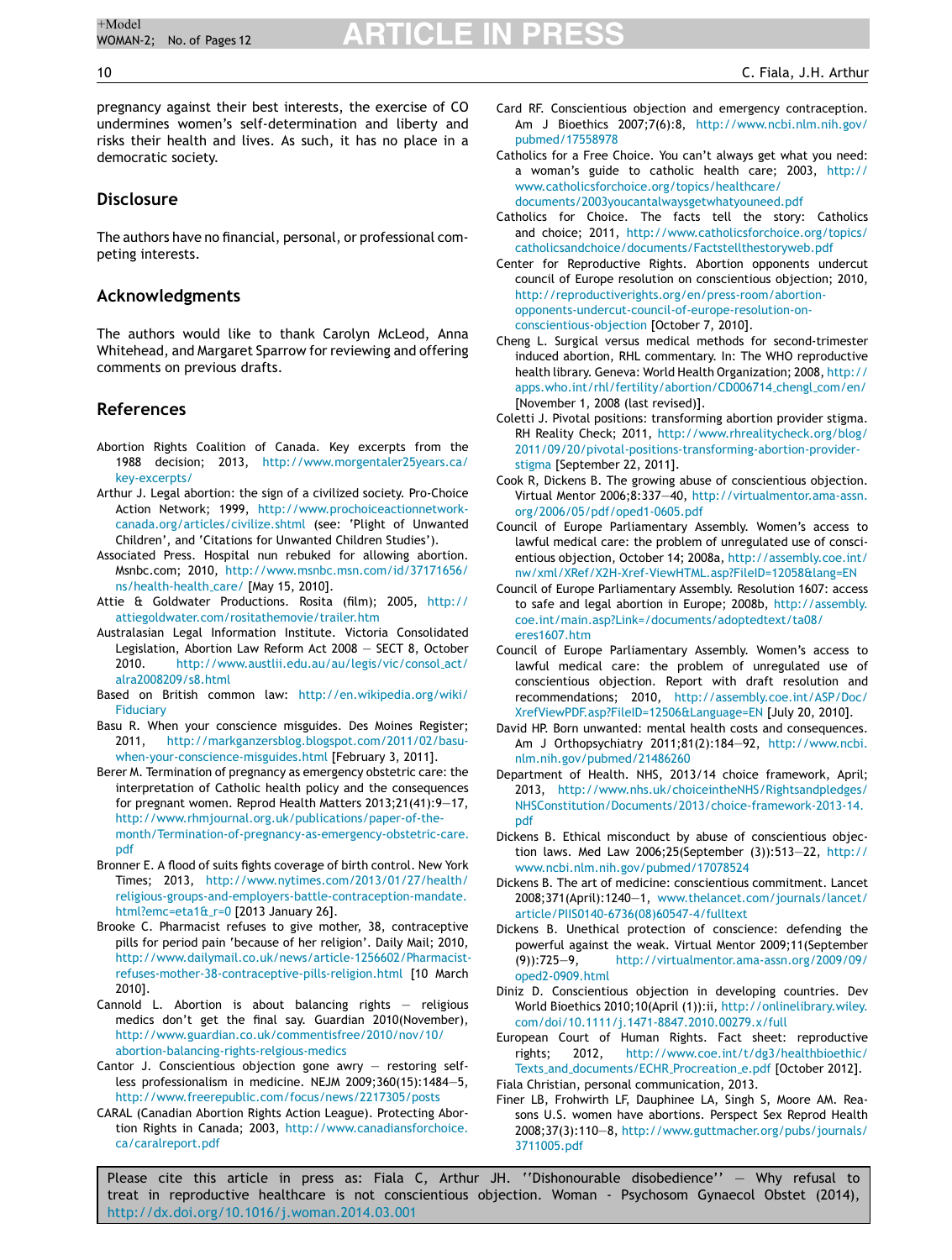pregnancy against their best interests, the exercise of CO undermines women's self-determination and liberty and risks their health and lives. As such, it has no place in a democratic society.

## Disclosure

The authors have no financial, personal, or professional competing interests.

## Acknowledgments

The authors would like to thank Carolyn McLeod, Anna Whitehead, and Margaret Sparrow for reviewing and offering comments on previous drafts.

## References

Abortion Rights Coalition of Canada. Key excerpts from the 1988 decision; 2013, http://www.morgentaler25years.ca/key-excerpts/

Arthur J. Legal abortion: the sign of a civilized society. Pro-Choice Action Network; 1999, http://www.prochoiceactionnetwork-canada.org/articles/civilize.shtml (see: 'Plight of Unwanted Children', and 'Citations for Unwanted Children Studies').

Associated Press. Hospital nun rebuked for allowing abortion. Msnbc.com; 2010, http://www.msnbc.msn.com/id/37171656/ns/health-health_care/ [May 15, 2010].

Attie & Goldwater Productions. Rosita (film); 2005, http://attiegoldwater.com/rositathemovie/trailer.htm

Australasian Legal Information Institute. Victoria Consolidated Legislation, Abortion Law Reform Act 2008 — SECT 8, October 2010. http://www.austlii.edu.au/au/legis/vic/consol_act/alra2008209/s8.html

Based on British common law: http://en.wikipedia.org/wiki/Fiduciary

Basu R. When your conscience misguides. Des Moines Register; 2011, http://markganzersblog.blogspot.com/2011/02/basu-when-your-conscience-misguides.html [February 3, 2011].

Berer M. Termination of pregnancy as emergency obstetric care: the interpretation of Catholic health policy and the consequences for pregnant women. Reprod Health Matters 2013;21(41):9—17, http://www.rhmjournal.org.uk/publications/paper-of-the-month/Termination-of-pregnancy-as-emergency-obstetric-care.pdf

Bronner E. A flood of suits fights coverage of birth control. New York Times; 2013, http://www.nytimes.com/2013/01/27/health/religious-groups-and-employers-battle-contraception-mandate.html?emc=eta1&_r=0 [2013 January 26].

Brooke C. Pharmacist refuses to give mother, 38, contraceptive pills for period pain 'because of her religion'. Daily Mail; 2010, http://www.dailymail.co.uk/news/article-1256602/Pharmacist-refuses-mother-38-contraceptive-pills-religion.html [10 March 2010].

Cannold L. Abortion is about balancing rights — religious medics don't get the final say. Guardian 2010(November), http://www.guardian.co.uk/commentisfree/2010/nov/10/abortion-balancing-rights-relgious-medics

Cantor J. Conscientious objection gone awry — restoring selfless professionalism in medicine. NEJM 2009;360(15):1484—5, http://www.freerepublic.com/focus/news/2217305/posts

CARAL (Canadian Abortion Rights Action League). Protecting Abortion Rights in Canada; 2003, http://www.canadiansforchoice.ca/caralreport.pdf

Card RF. Conscientious objection and emergency contraception. Am J Bioethics 2007;7(6):8, http://www.ncbi.nlm.nih.gov/pubmed/17558978

Catholics for a Free Choice. You can't always get what you need: a woman's guide to catholic health care; 2003, http://www.catholicsforchoice.org/topics/healthcare/documents/2003youcantalwaysgetwhatyouneed.pdf

Catholics for Choice. The facts tell the story: Catholics and choice; 2011, http://www.catholicsforchoice.org/topics/catholicsandchoice/documents/Factstellthestoryweb.pdf

Center for Reproductive Rights. Abortion opponents undercut council of Europe resolution on conscientious objection; 2010, http://reproductiverights.org/en/press-room/abortion-opponents-undercut-council-of-europe-resolution-on-conscientious-objection [October 7, 2010].

Cheng L. Surgical versus medical methods for second-trimester induced abortion, RHL commentary. In: The WHO reproductive health library. Geneva: World Health Organization; 2008, http://apps.who.int/rhl/fertility/abortion/CD006714_chengl_com/en/ [November 1, 2008 (last revised)].

Coletti J. Pivotal positions: transforming abortion provider stigma. RH Reality Check; 2011, http://www.rhrealitycheck.org/blog/2011/09/20/pivotal-positions-transforming-abortion-provider-stigma [September 22, 2011].

Cook R, Dickens B. The growing abuse of conscientious objection. Virtual Mentor 2006;8:337—40, http://virtualmentor.ama-assn.org/2006/05/pdf/oped1-0605.pdf

Council of Europe Parliamentary Assembly. Women's access to lawful medical care: the problem of unregulated use of conscientious objection, October 14; 2008a, http://assembly.coe.int/nw/xml/XRef/X2H-Xref-ViewHTML.asp?FileID=12058&lang=EN

Council of Europe Parliamentary Assembly. Resolution 1607: access to safe and legal abortion in Europe; 2008b, http://assembly.coe.int/main.asp?Link=/documents/adoptedtext/ta08/eres1607.htm

Council of Europe Parliamentary Assembly. Women's access to lawful medical care: the problem of unregulated use of conscientious objection. Report with draft resolution and recommendations; 2010, http://assembly.coe.int/ASP/Doc/XrefViewPDF.asp?FileID=12506&Language=EN [July 20, 2010].

David HP. Born unwanted: mental health costs and consequences. Am J Orthopsychiatry 2011;81(2):184—92, http://www.ncbi.nlm.nih.gov/pubmed/21486260

Department of Health. NHS, 2013/14 choice framework, April; 2013, http://www.nhs.uk/choiceintheNHS/Rightsandpledges/NHSConstitution/Documents/2013/choice-framework-2013-14.pdf

Dickens B. Ethical misconduct by abuse of conscientious objection laws. Med Law 2006;25(September (3)):513—22, http://www.ncbi.nlm.nih.gov/pubmed/17078524

Dickens B. The art of medicine: conscientious commitment. Lancet 2008;371(April):1240—1, www.thelancet.com/journals/lancet/article/PIIS0140-6736(08)60547-4/fulltext

Dickens B. Unethical protection of conscience: defending the powerful against the weak. Virtual Mentor 2009;11(September (9)):725—9, http://virtualmentor.ama-assn.org/2009/09/oped2-0909.html

Diniz D. Conscientious objection in developing countries. Dev World Bioethics 2010;10(April (1)):ii, http://onlinelibrary.wiley.com/doi/10.1111/j.1471-8847.2010.00279.x/full

European Court of Human Rights. Fact sheet: reproductive rights; 2012, http://www.coe.int/t/dg3/healthbioethic/Texts_and_documents/ECHR_Procreation_e.pdf [October 2012].

Fiala Christian, personal communication, 2013.

Finer LB, Frohwirth LF, Dauphinee LA, Singh S, Moore AM. Reasons U.S. women have abortions. Perspect Sex Reprod Health 2008;37(3):110—8, http://www.guttmacher.org/pubs/journals/3711005.pdf

Please cite this article in press as: Fiala C, Arthur JH. ''Dishonourable disobedience'' — Why refusal to treat in reproductive healthcare is not conscientious objection. Woman - Psychosom Gynaecol Obstet (2014), http://dx.doi.org/10.1016/j.woman.2014.03.001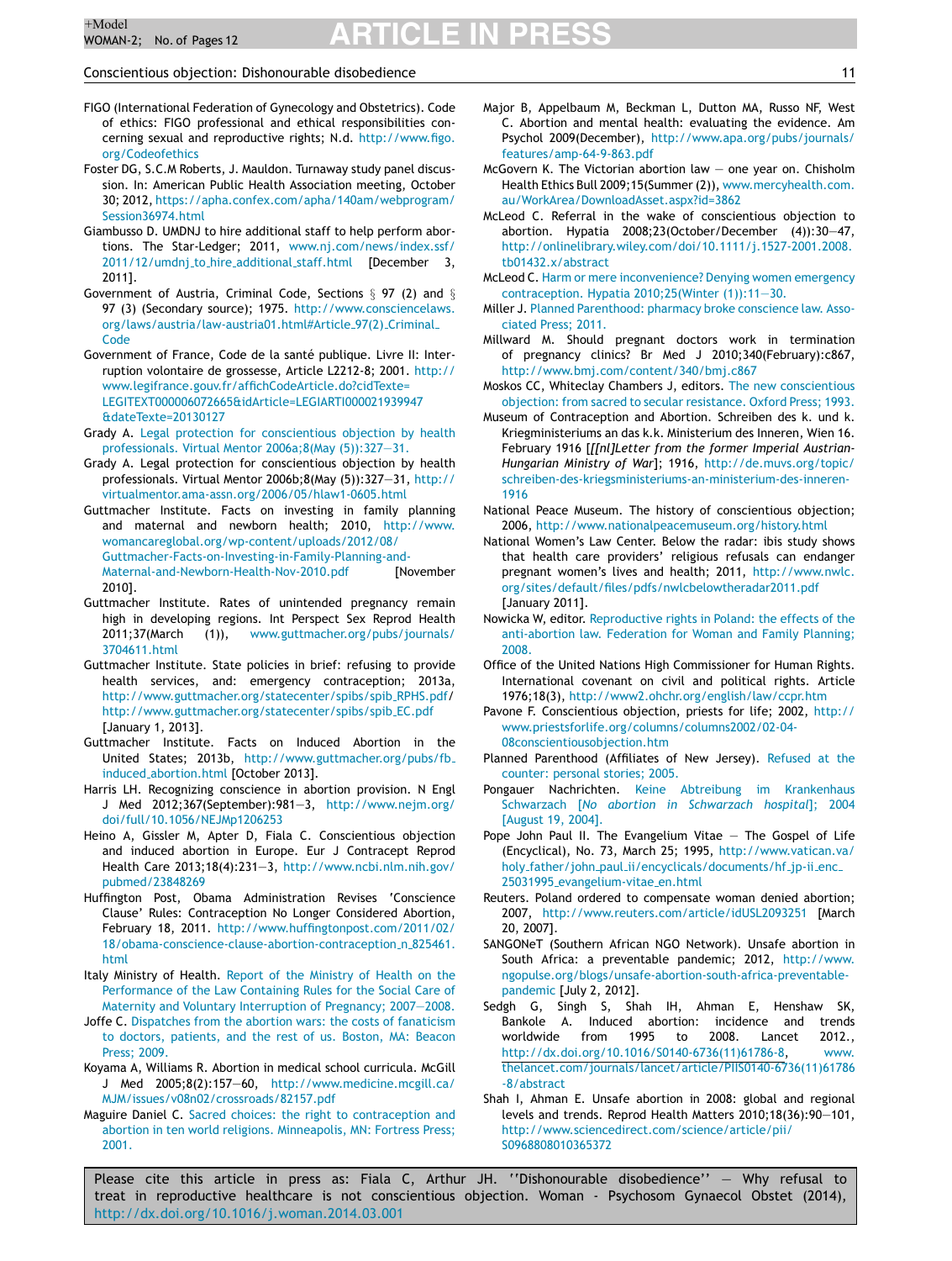FIGO (International Federation of Gynecology and Obstetrics). Code of ethics: FIGO professional and ethical responsibilities concerning sexual and reproductive rights; N.d. http://www.figo.org/Codeofethics

Foster DG, S.C.M Roberts, J. Mauldon. Turnaway study panel discussion. In: American Public Health Association meeting, October 30; 2012, https://apha.confex.com/apha/140am/webprogram/Session36974.html

Giambusso D. UMDNJ to hire additional staff to help perform abortions. The Star-Ledger; 2011, www.nj.com/news/index.ssf/2011/12/umdnj_to_hire_additional_staff.html [December 3, 2011].

Government of Austria, Criminal Code, Sections § 97 (2) and § 97 (3) (Secondary source); 1975. http://www.consciencelaws.org/laws/austria/law-austria01.html#Article_97(2)_Criminal_Code

Government of France, Code de la santé publique. Livre II: Interruption volontaire de grossesse, Article L2212-8; 2001. http://www.legifrance.gouv.fr/affichCodeArticle.do?cidTexte=LEGITEXT000006072665&idArticle=LEGIARTI000021939947&dateTexte=20130127

Grady A. Legal protection for conscientious objection by health professionals. Virtual Mentor 2006a;8(May (5)):327–31.

Grady A. Legal protection for conscientious objection by health professionals. Virtual Mentor 2006b;8(May (5)):327–31, http://virtualmentor.ama-assn.org/2006/05/hlaw1-0605.html

Guttmacher Institute. Facts on investing in family planning and maternal and newborn health; 2010, http://www.womancareglobal.org/wp-content/uploads/2012/08/Guttmacher-Facts-on-Investing-in-Family-Planning-and-Maternal-and-Newborn-Health-Nov-2010.pdf [November 2010].

Guttmacher Institute. Rates of unintended pregnancy remain high in developing regions. Int Perspect Sex Reprod Health 2011;37(March (1)), www.guttmacher.org/pubs/journals/3704611.html

Guttmacher Institute. State policies in brief: refusing to provide health services, and: emergency contraception; 2013a, http://www.guttmacher.org/statecenter/spibs/spib_RPHS.pdf/ http://www.guttmacher.org/statecenter/spibs/spib_EC.pdf [January 1, 2013].

Guttmacher Institute. Facts on Induced Abortion in the United States; 2013b, http://www.guttmacher.org/pubs/fb_induced_abortion.html [October 2013].

Harris LH. Recognizing conscience in abortion provision. N Engl J Med 2012;367(September):981–3, http://www.nejm.org/doi/full/10.1056/NEJMp1206253

Heino A, Gissler M, Apter D, Fiala C. Conscientious objection and induced abortion in Europe. Eur J Contracept Reprod Health Care 2013;18(4):231–3, http://www.ncbi.nlm.nih.gov/pubmed/23848269

Huffington Post, Obama Administration Revises 'Conscience Clause' Rules: Contraception No Longer Considered Abortion, February 18, 2011. http://www.huffingtonpost.com/2011/02/18/obama-conscience-clause-abortion-contraception_n_825461.html

Italy Ministry of Health. Report of the Ministry of Health on the Performance of the Law Containing Rules for the Social Care of Maternity and Voluntary Interruption of Pregnancy; 2007–2008.

Joffe C. Dispatches from the abortion wars: the costs of fanaticism to doctors, patients, and the rest of us. Boston, MA: Beacon Press; 2009.

Koyama A, Williams R. Abortion in medical school curricula. McGill J Med 2005;8(2):157–60, http://www.medicine.mcgill.ca/MJM/issues/v08n02/crossroads/82157.pdf

Maguire Daniel C. Sacred choices: the right to contraception and abortion in ten world religions. Minneapolis, MN: Fortress Press; 2001.

Major B, Appelbaum M, Beckman L, Dutton MA, Russo NF, West C. Abortion and mental health: evaluating the evidence. Am Psychol 2009(December), http://www.apa.org/pubs/journals/features/amp-64-9-863.pdf

McGovern K. The Victorian abortion law — one year on. Chisholm Health Ethics Bull 2009;15(Summer (2)), www.mercyhealth.com.au/WorkArea/DownloadAsset.aspx?id=3862

McLeod C. Referral in the wake of conscientious objection to abortion. Hypatia 2008;23(October/December (4)):30–47, http://onlinelibrary.wiley.com/doi/10.1111/j.1527-2001.2008.tb01432.x/abstract

McLeod C. Harm or mere inconvenience? Denying women emergency contraception. Hypatia 2010;25(Winter (1)):11–30.

Miller J. Planned Parenthood: pharmacy broke conscience law. Associated Press; 2011.

Millward M. Should pregnant doctors work in termination of pregnancy clinics? Br Med J 2010;340(February):c867, http://www.bmj.com/content/340/bmj.c867

Moskos CC, Whiteclay Chambers J, editors. The new conscientious objection: from sacred to secular resistance. Oxford Press; 1993.

Museum of Contraception and Abortion. Schreiben des k. und k. Kriegministeriums an das k.k. Ministerium des Inneren, Wien 16. February 1916 [*[[nl]Letter from the former Imperial Austrian-Hungarian Ministry of War*]; 1916, http://de.muvs.org/topic/schreiben-des-kriegsministeriums-an-ministerium-des-inneren-1916

National Peace Museum. The history of conscientious objection; 2006, http://www.nationalpeacemuseum.org/history.html

National Women's Law Center. Below the radar: ibis study shows that health care providers' religious refusals can endanger pregnant women's lives and health; 2011, http://www.nwlc.org/sites/default/files/pdfs/nwlcbelowtheradar2011.pdf [January 2011].

Nowicka W, editor. Reproductive rights in Poland: the effects of the anti-abortion law. Federation for Woman and Family Planning; 2008.

Office of the United Nations High Commissioner for Human Rights. International covenant on civil and political rights. Article 1976;18(3), http://www2.ohchr.org/english/law/ccpr.htm

Pavone F. Conscientious objection, priests for life; 2002, http://www.priestsforlife.org/columns/columns2002/02-04-08conscientiousobjection.htm

Planned Parenthood (Affiliates of New Jersey). Refused at the counter: personal stories; 2005.

Pongauer Nachrichten. Keine Abtreibung im Krankenhaus Schwarzach [*No abortion in Schwarzach hospital*]; 2004 [August 19, 2004].

Pope John Paul II. The Evangelium Vitae — The Gospel of Life (Encyclical), No. 73, March 25; 1995, http://www.vatican.va/holy_father/john_paul_ii/encyclicals/documents/hf_jp-ii_enc_25031995_evangelium-vitae_en.html

Reuters. Poland ordered to compensate woman denied abortion; 2007, http://www.reuters.com/article/idUSL2093251 [March 20, 2007].

SANGONeT (Southern African NGO Network). Unsafe abortion in South Africa: a preventable pandemic; 2012, http://www.ngopulse.org/blogs/unsafe-abortion-south-africa-preventable-pandemic [July 2, 2012].

Sedgh G, Singh S, Shah IH, Ahman E, Henshaw SK, Bankole A. Induced abortion: incidence and trends worldwide from 1995 to 2008. Lancet 2012., http://dx.doi.org/10.1016/S0140-6736(11)61786-8, www.thelancet.com/journals/lancet/article/PIIS0140-6736(11)61786-8/abstract

Shah I, Ahman E. Unsafe abortion in 2008: global and regional levels and trends. Reprod Health Matters 2010;18(36):90–101, http://www.sciencedirect.com/science/article/pii/S0968808010365372

Please cite this article in press as: Fiala C, Arthur JH. ''Dishonourable disobedience'' — Why refusal to treat in reproductive healthcare is not conscientious objection. Woman - Psychosom Gynaecol Obstet (2014), http://dx.doi.org/10.1016/j.woman.2014.03.001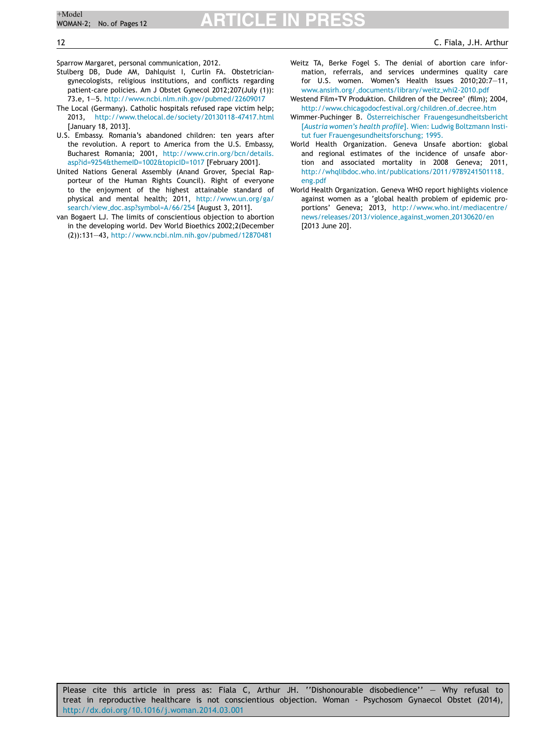Sparrow Margaret, personal communication, 2012.

Stulberg DB, Dude AM, Dahlquist I, Curlin FA. Obstetrician-gynecologists, religious institutions, and conflicts regarding patient-care policies. Am J Obstet Gynecol 2012;207(July (1)): 73.e, 1—5. http://www.ncbi.nlm.nih.gov/pubmed/22609017

The Local (Germany). Catholic hospitals refused rape victim help; 2013, http://www.thelocal.de/society/20130118-47417.html [January 18, 2013].

U.S. Embassy. Romania's abandoned children: ten years after the revolution. A report to America from the U.S. Embassy, Bucharest Romania; 2001, http://www.crin.org/bcn/details.asp?id=9254&themeID=1002&topicID=1017 [February 2001].

United Nations General Assembly (Anand Grover, Special Rapporteur of the Human Rights Council). Right of everyone to the enjoyment of the highest attainable standard of physical and mental health; 2011, http://www.un.org/ga/search/view_doc.asp?symbol=A/66/254 [August 3, 2011].

van Bogaert LJ. The limits of conscientious objection to abortion in the developing world. Dev World Bioethics 2002;2(December (2)):131—43, http://www.ncbi.nlm.nih.gov/pubmed/12870481

Weitz TA, Berke Fogel S. The denial of abortion care information, referrals, and services undermines quality care for U.S. women. Women's Health Issues 2010;20:7—11, www.ansirh.org/_documents/library/weitz_whi2-2010.pdf

Westend Film+TV Produktion. Children of the Decree' (film); 2004, http://www.chicagodocfestival.org/children_of_decree.htm

Wimmer-Puchinger B. Österreichischer Frauengesundheitsbericht [*Austria women's health profile*]. Wien: Ludwig Boltzmann Institut fuer Frauengesundheitsforschung; 1995.

World Health Organization. Geneva Unsafe abortion: global and regional estimates of the incidence of unsafe abortion and associated mortality in 2008 Geneva; 2011, http://whqlibdoc.who.int/publications/2011/9789241501118_eng.pdf

World Health Organization. Geneva WHO report highlights violence against women as a 'global health problem of epidemic proportions' Geneva; 2013, http://www.who.int/mediacentre/news/releases/2013/violence_against_women_20130620/en [2013 June 20].

Please cite this article in press as: Fiala C, Arthur JH. ''Dishonourable disobedience'' — Why refusal to treat in reproductive healthcare is not conscientious objection. Woman - Psychosom Gynaecol Obstet (2014), http://dx.doi.org/10.1016/j.woman.2014.03.001